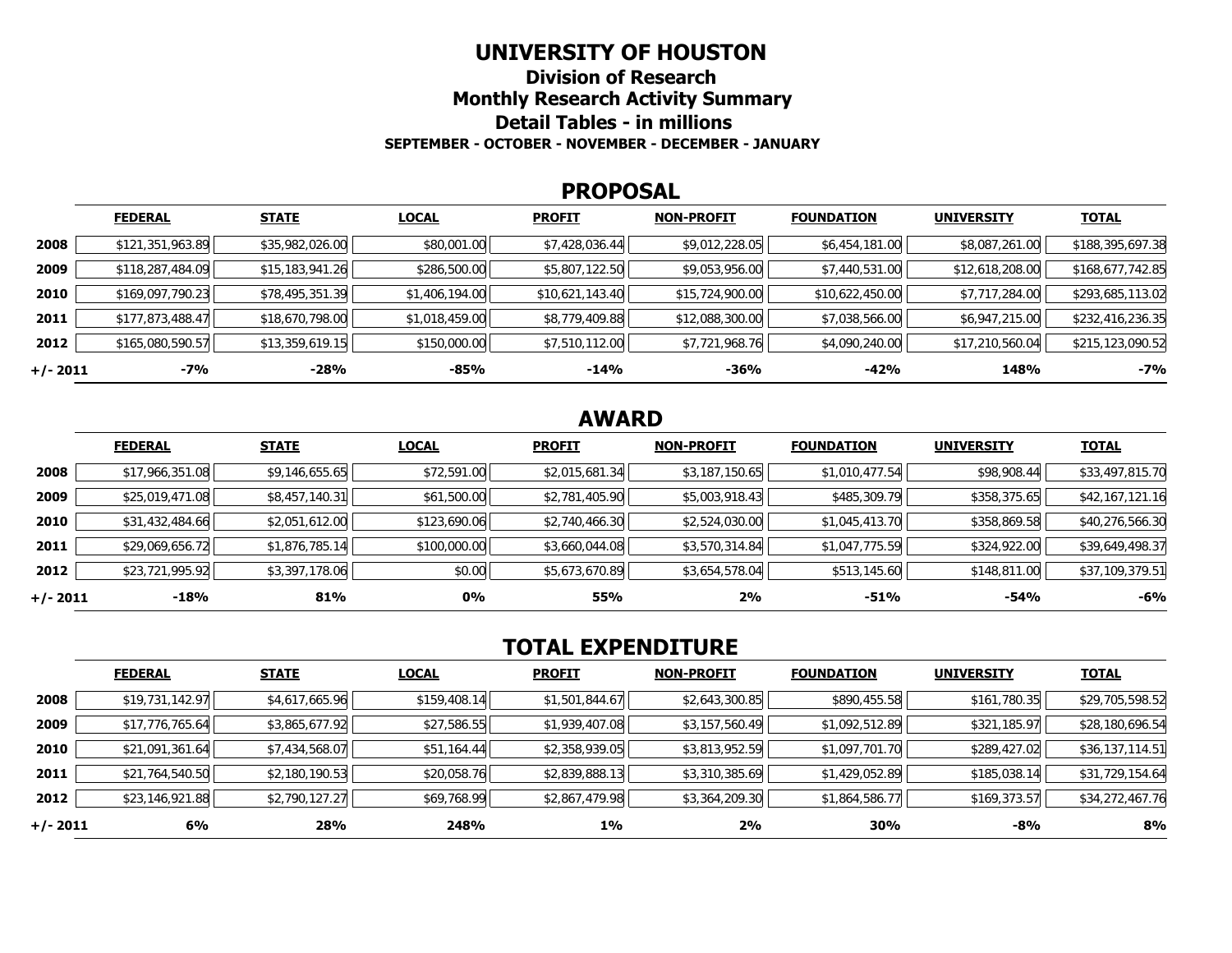# UNIVERSITY OF HOUSTON

## Division of Research

## Monthly Research Activity Summary

## Detail Tables - in millions

**SEPTEMBER - OCTOBER - NOVEMBER - DECEMBER - JANUARY**

## PROPOSAL

| | FEDERAL | STATE | LOCAL | PROFIT | NON-PROFIT | FOUNDATION | UNIVERSITY | TOTAL |
|---|---|---|---|---|---|---|---|---|
| **2008** | $121,351,963.89 | $35,982,026.00 | $80,001.00 | $7,428,036.44 | $9,012,228.05 | $6,454,181.00 | $8,087,261.00 | $188,395,697.38 |
| **2009** | $118,287,484.09 | $15,183,941.26 | $286,500.00 | $5,807,122.50 | $9,053,956.00 | $7,440,531.00 | $12,618,208.00 | $168,677,742.85 |
| **2010** | $169,097,790.23 | $78,495,351.39 | $1,406,194.00 | $10,621,143.40 | $15,724,900.00 | $10,622,450.00 | $7,717,284.00 | $293,685,113.02 |
| **2011** | $177,873,488.47 | $18,670,798.00 | $1,018,459.00 | $8,779,409.88 | $12,088,300.00 | $7,038,566.00 | $6,947,215.00 | $232,416,236.35 |
| **2012** | $165,080,590.57 | $13,359,619.15 | $150,000.00 | $7,510,112.00 | $7,721,968.76 | $4,090,240.00 | $17,210,560.04 | $215,123,090.52 |
| **+/- 2011** | **-7%** | **-28%** | **-85%** | **-14%** | **-36%** | **-42%** | **148%** | **-7%** |

## AWARD

| | FEDERAL | STATE | LOCAL | PROFIT | NON-PROFIT | FOUNDATION | UNIVERSITY | TOTAL |
|---|---|---|---|---|---|---|---|---|
| **2008** | $17,966,351.08 | $9,146,655.65 | $72,591.00 | $2,015,681.34 | $3,187,150.65 | $1,010,477.54 | $98,908.44 | $33,497,815.70 |
| **2009** | $25,019,471.08 | $8,457,140.31 | $61,500.00 | $2,781,405.90 | $5,003,918.43 | $485,309.79 | $358,375.65 | $42,167,121.16 |
| **2010** | $31,432,484.66 | $2,051,612.00 | $123,690.06 | $2,740,466.30 | $2,524,030.00 | $1,045,413.70 | $358,869.58 | $40,276,566.30 |
| **2011** | $29,069,656.72 | $1,876,785.14 | $100,000.00 | $3,660,044.08 | $3,570,314.84 | $1,047,775.59 | $324,922.00 | $39,649,498.37 |
| **2012** | $23,721,995.92 | $3,397,178.06 | $0.00 | $5,673,670.89 | $3,654,578.04 | $513,145.60 | $148,811.00 | $37,109,379.51 |
| **+/- 2011** | **-18%** | **81%** | **0%** | **55%** | **2%** | **-51%** | **-54%** | **-6%** |

## TOTAL EXPENDITURE

| | FEDERAL | STATE | LOCAL | PROFIT | NON-PROFIT | FOUNDATION | UNIVERSITY | TOTAL |
|---|---|---|---|---|---|---|---|---|
| **2008** | $19,731,142.97 | $4,617,665.96 | $159,408.14 | $1,501,844.67 | $2,643,300.85 | $890,455.58 | $161,780.35 | $29,705,598.52 |
| **2009** | $17,776,765.64 | $3,865,677.92 | $27,586.55 | $1,939,407.08 | $3,157,560.49 | $1,092,512.89 | $321,185.97 | $28,180,696.54 |
| **2010** | $21,091,361.64 | $7,434,568.07 | $51,164.44 | $2,358,939.05 | $3,813,952.59 | $1,097,701.70 | $289,427.02 | $36,137,114.51 |
| **2011** | $21,764,540.50 | $2,180,190.53 | $20,058.76 | $2,839,888.13 | $3,310,385.69 | $1,429,052.89 | $185,038.14 | $31,729,154.64 |
| **2012** | $23,146,921.88 | $2,790,127.27 | $69,768.99 | $2,867,479.98 | $3,364,209.30 | $1,864,586.77 | $169,373.57 | $34,272,467.76 |
| **+/- 2011** | **6%** | **28%** | **248%** | **1%** | **2%** | **30%** | **-8%** | **8%** |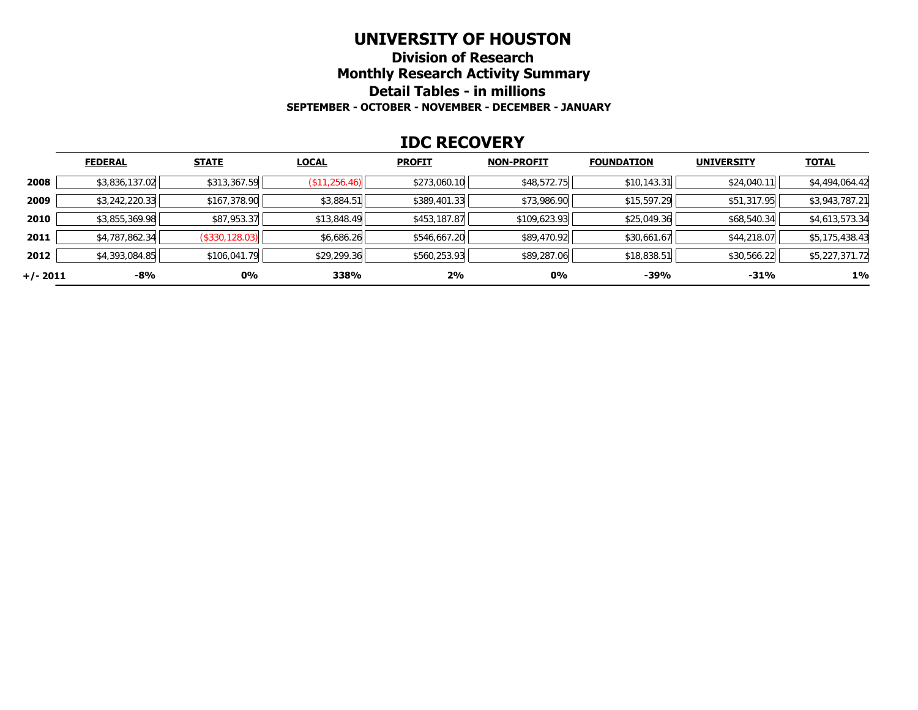# UNIVERSITY OF HOUSTON

## Division of Research

## Monthly Research Activity Summary

## Detail Tables - in millions

**SEPTEMBER - OCTOBER - NOVEMBER - DECEMBER - JANUARY**

## IDC RECOVERY

| | FEDERAL | STATE | LOCAL | PROFIT | NON-PROFIT | FOUNDATION | UNIVERSITY | TOTAL |
|---|---|---|---|---|---|---|---|---|
| **2008** | $3,836,137.02 | $313,367.59 | ($11,256.46) | $273,060.10 | $48,572.75 | $10,143.31 | $24,040.11 | $4,494,064.42 |
| **2009** | $3,242,220.33 | $167,378.90 | $3,884.51 | $389,401.33 | $73,986.90 | $15,597.29 | $51,317.95 | $3,943,787.21 |
| **2010** | $3,855,369.98 | $87,953.37 | $13,848.49 | $453,187.87 | $109,623.93 | $25,049.36 | $68,540.34 | $4,613,573.34 |
| **2011** | $4,787,862.34 | ($330,128.03) | $6,686.26 | $546,667.20 | $89,470.92 | $30,661.67 | $44,218.07 | $5,175,438.43 |
| **2012** | $4,393,084.85 | $106,041.79 | $29,299.36 | $560,253.93 | $89,287.06 | $18,838.51 | $30,566.22 | $5,227,371.72 |
| **+/- 2011** | **-8%** | **0%** | **338%** | **2%** | **0%** | **-39%** | **-31%** | **1%** |